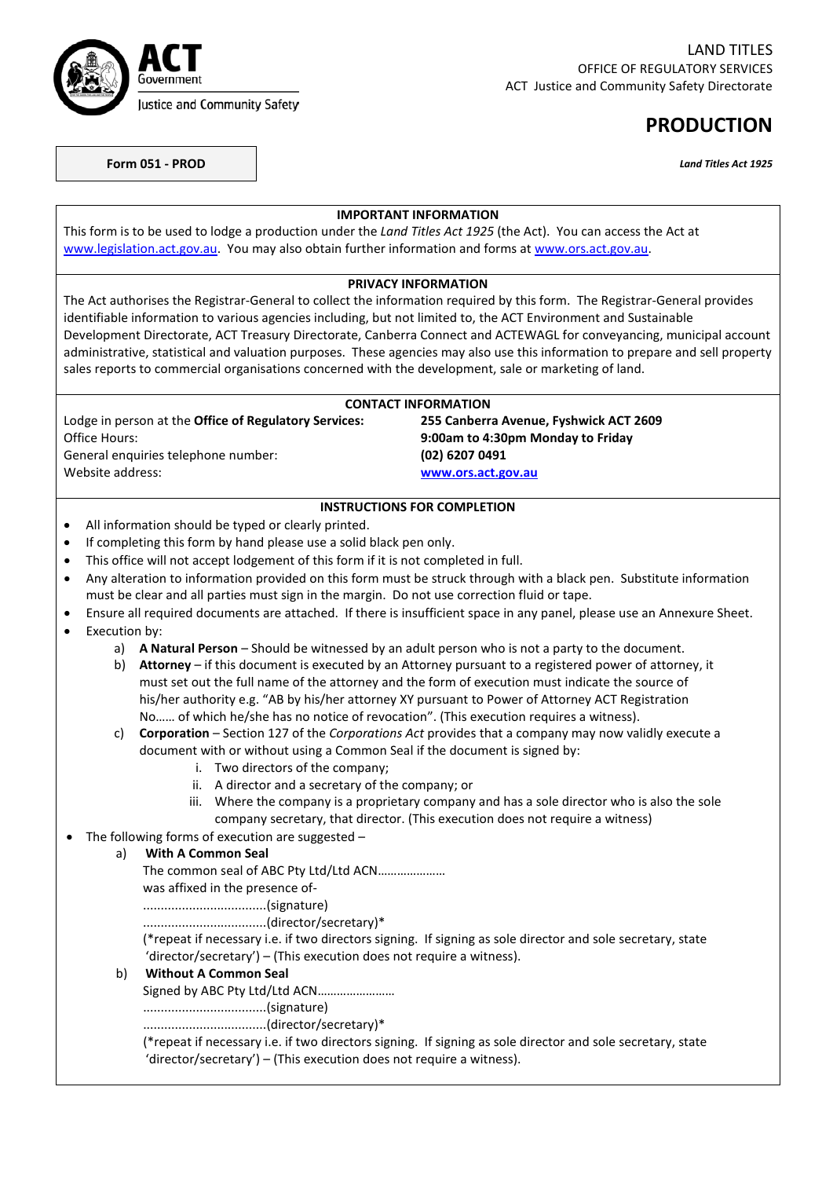ACT Government
Justice and Community Safety

LAND TITLES
OFFICE OF REGULATORY SERVICES
ACT Justice and Community Safety Directorate

# PRODUCTION

**Form 051 - PROD**

***Land Titles Act 1925***

## IMPORTANT INFORMATION

This form is to be used to lodge a production under the *Land Titles Act 1925* (the Act). You can access the Act at www.legislation.act.gov.au. You may also obtain further information and forms at www.ors.act.gov.au.

## PRIVACY INFORMATION

The Act authorises the Registrar-General to collect the information required by this form. The Registrar-General provides identifiable information to various agencies including, but not limited to, the ACT Environment and Sustainable Development Directorate, ACT Treasury Directorate, Canberra Connect and ACTEWAGL for conveyancing, municipal account administrative, statistical and valuation purposes. These agencies may also use this information to prepare and sell property sales reports to commercial organisations concerned with the development, sale or marketing of land.

## CONTACT INFORMATION

| | |
|---|---|
| Lodge in person at the **Office of Regulatory Services:** | **255 Canberra Avenue, Fyshwick ACT 2609** |
| Office Hours: | **9:00am to 4:30pm Monday to Friday** |
| General enquiries telephone number: | **(02) 6207 0491** |
| Website address: | **www.ors.act.gov.au** |

## INSTRUCTIONS FOR COMPLETION

- All information should be typed or clearly printed.
- If completing this form by hand please use a solid black pen only.
- This office will not accept lodgement of this form if it is not completed in full.
- Any alteration to information provided on this form must be struck through with a black pen. Substitute information must be clear and all parties must sign in the margin. Do not use correction fluid or tape.
- Ensure all required documents are attached. If there is insufficient space in any panel, please use an Annexure Sheet.
- Execution by:
  a) **A Natural Person** – Should be witnessed by an adult person who is not a party to the document.
  b) **Attorney** – if this document is executed by an Attorney pursuant to a registered power of attorney, it must set out the full name of the attorney and the form of execution must indicate the source of his/her authority e.g. "AB by his/her attorney XY pursuant to Power of Attorney ACT Registration No…… of which he/she has no notice of revocation". (This execution requires a witness).
  c) **Corporation** – Section 127 of the *Corporations Act* provides that a company may now validly execute a document with or without using a Common Seal if the document is signed by:
     i. Two directors of the company;
     ii. A director and a secretary of the company; or
     iii. Where the company is a proprietary company and has a sole director who is also the sole company secretary, that director. (This execution does not require a witness)
- The following forms of execution are suggested –
  a) **With A Common Seal**
     The common seal of ABC Pty Ltd/Ltd ACN…………………
     was affixed in the presence of-
     ..................................(signature)
     ..................................(director/secretary)*
     (*repeat if necessary i.e. if two directors signing. If signing as sole director and sole secretary, state 'director/secretary') – (This execution does not require a witness).
  b) **Without A Common Seal**
     Signed by ABC Pty Ltd/Ltd ACN……………………
     ..................................(signature)
     ..................................(director/secretary)*
     (*repeat if necessary i.e. if two directors signing. If signing as sole director and sole secretary, state 'director/secretary') – (This execution does not require a witness).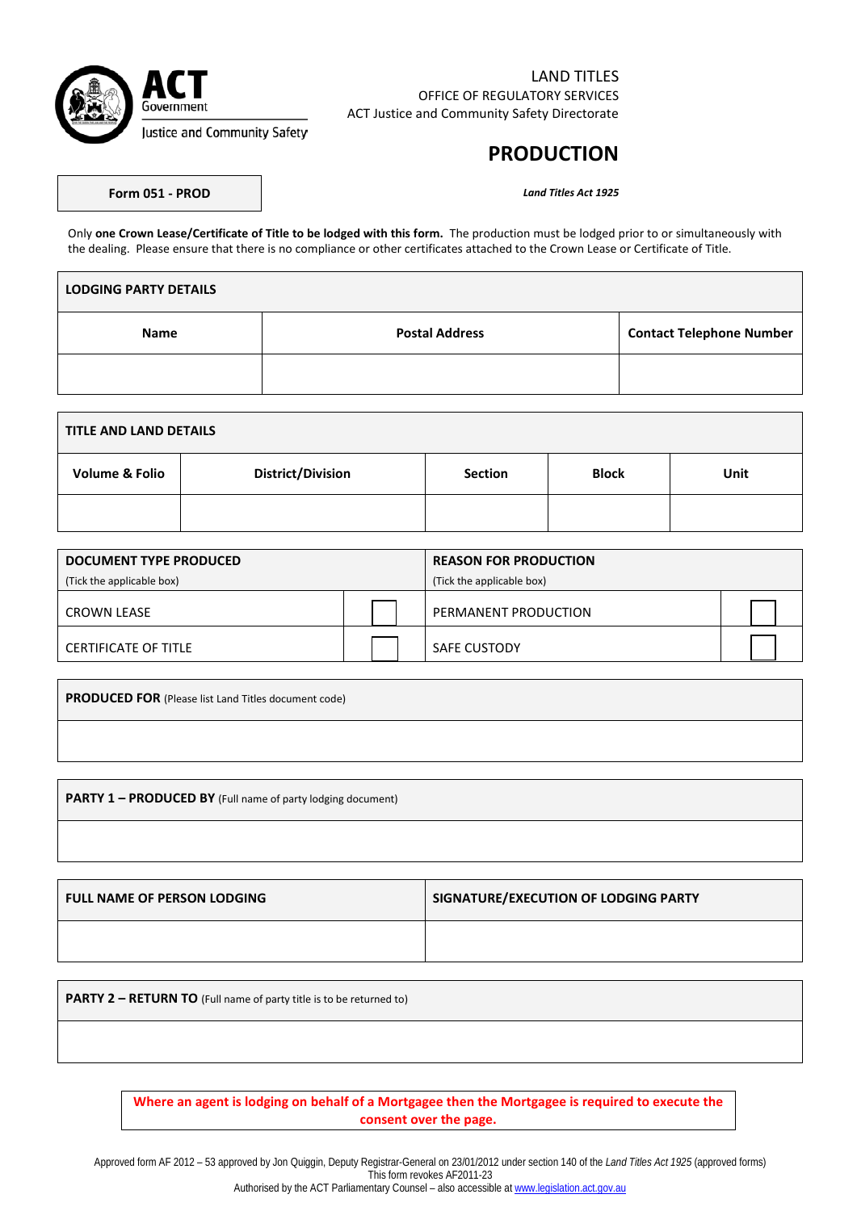ACT Government
Justice and Community Safety

LAND TITLES
OFFICE OF REGULATORY SERVICES
ACT Justice and Community Safety Directorate

# PRODUCTION

**Form 051 - PROD**

***Land Titles Act 1925***

Only **one Crown Lease/Certificate of Title to be lodged with this form.** The production must be lodged prior to or simultaneously with the dealing. Please ensure that there is no compliance or other certificates attached to the Crown Lease or Certificate of Title.

| **LODGING PARTY DETAILS** | | |
|---|---|---|
| **Name** | **Postal Address** | **Contact Telephone Number** |
| | | |

| **TITLE AND LAND DETAILS** | | | | |
|---|---|---|---|---|
| **Volume & Folio** | **District/Division** | **Section** | **Block** | **Unit** |
| | | | | |

| **DOCUMENT TYPE PRODUCED** (Tick the applicable box) | | **REASON FOR PRODUCTION** (Tick the applicable box) | |
|---|---|---|---|
| CROWN LEASE | ☐ | PERMANENT PRODUCTION | ☐ |
| CERTIFICATE OF TITLE | ☐ | SAFE CUSTODY | ☐ |

| **PRODUCED FOR** (Please list Land Titles document code) |
|---|
| |

| **PARTY 1 – PRODUCED BY** (Full name of party lodging document) |
|---|
| |

| **FULL NAME OF PERSON LODGING** | **SIGNATURE/EXECUTION OF LODGING PARTY** |
|---|---|
| | |

| **PARTY 2 – RETURN TO** (Full name of party title is to be returned to) |
|---|
| |

**Where an agent is lodging on behalf of a Mortgagee then the Mortgagee is required to execute the consent over the page.**

Approved form AF 2012 – 53 approved by Jon Quiggin, Deputy Registrar-General on 23/01/2012 under section 140 of the *Land Titles Act 1925* (approved forms)
This form revokes AF2011-23
Authorised by the ACT Parliamentary Counsel – also accessible at www.legislation.act.gov.au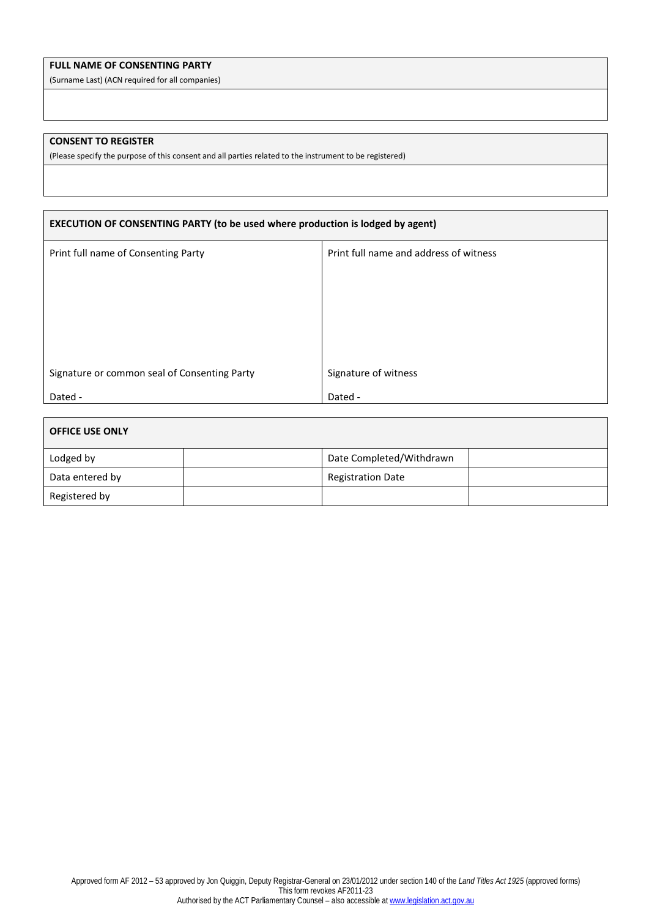| FULL NAME OF CONSENTING PARTY<br>(Surname Last) (ACN required for all companies) |
|---|
| |

| CONSENT TO REGISTER<br>(Please specify the purpose of this consent and all parties related to the instrument to be registered) |
|---|
| |

| **EXECUTION OF CONSENTING PARTY (to be used where production is lodged by agent)** | |
|---|---|
| Print full name of Consenting Party | Print full name and address of witness |
| Signature or common seal of Consenting Party | Signature of witness |
| Dated - | Dated - |

| **OFFICE USE ONLY** | | | |
|---|---|---|---|
| Lodged by | | Date Completed/Withdrawn | |
| Data entered by | | Registration Date | |
| Registered by | | | |

Approved form AF 2012 – 53 approved by Jon Quiggin, Deputy Registrar-General on 23/01/2012 under section 140 of the *Land Titles Act 1925* (approved forms)
This form revokes AF2011-23
Authorised by the ACT Parliamentary Counsel – also accessible at www.legislation.act.gov.au